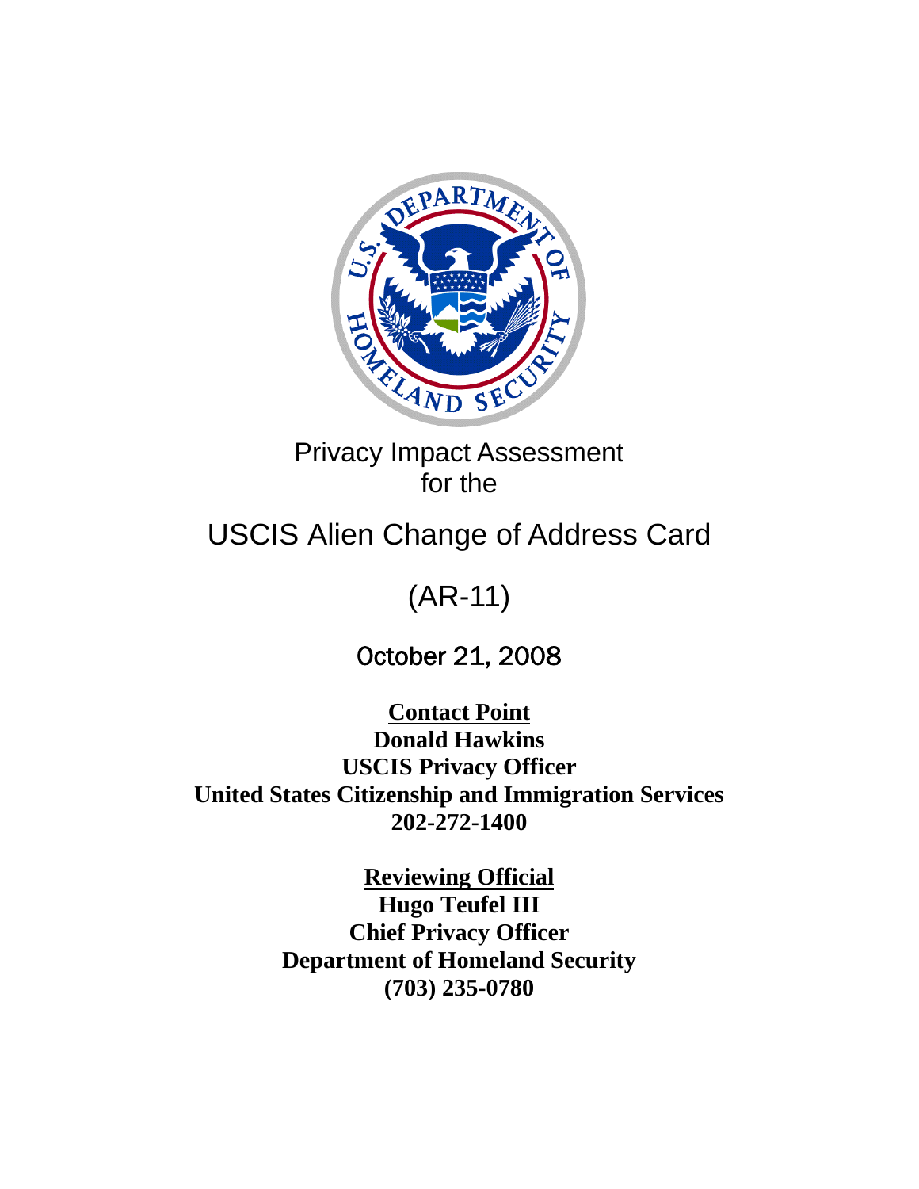# Privacy Impact Assessment for the

# USCIS Alien Change of Address Card

# (AR-11)

October 21, 2008

**Contact Point**
**Donald Hawkins**
**USCIS Privacy Officer**
**United States Citizenship and Immigration Services**
**202-272-1400**

**Reviewing Official**
**Hugo Teufel III**
**Chief Privacy Officer**
**Department of Homeland Security**
**(703) 235-0780**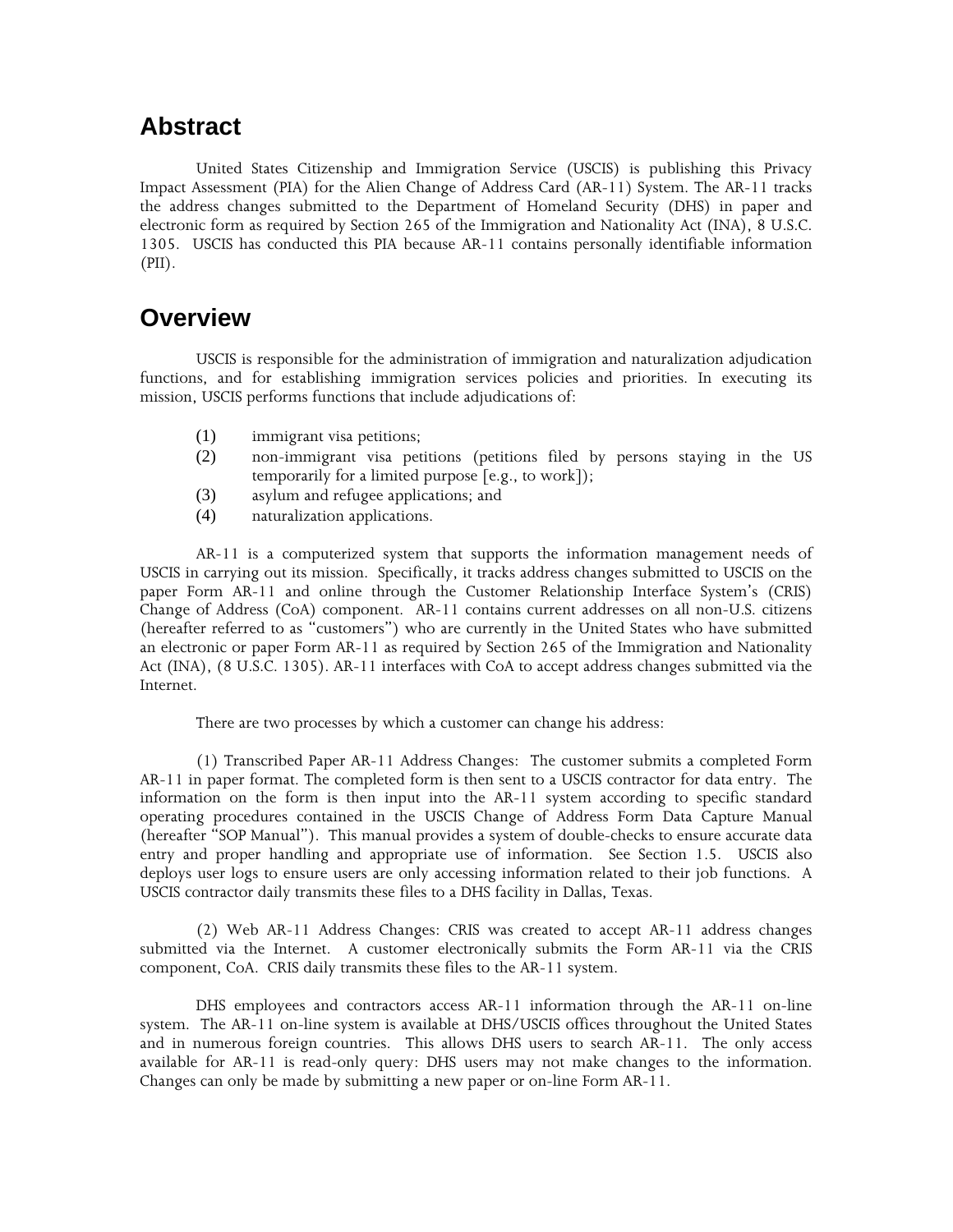## Abstract

United States Citizenship and Immigration Service (USCIS) is publishing this Privacy Impact Assessment (PIA) for the Alien Change of Address Card (AR-11) System. The AR-11 tracks the address changes submitted to the Department of Homeland Security (DHS) in paper and electronic form as required by Section 265 of the Immigration and Nationality Act (INA), 8 U.S.C. 1305. USCIS has conducted this PIA because AR-11 contains personally identifiable information (PII).

## Overview

USCIS is responsible for the administration of immigration and naturalization adjudication functions, and for establishing immigration services policies and priorities. In executing its mission, USCIS performs functions that include adjudications of:

(1) immigrant visa petitions;
(2) non-immigrant visa petitions (petitions filed by persons staying in the US temporarily for a limited purpose [e.g., to work]);
(3) asylum and refugee applications; and
(4) naturalization applications.

AR-11 is a computerized system that supports the information management needs of USCIS in carrying out its mission. Specifically, it tracks address changes submitted to USCIS on the paper Form AR-11 and online through the Customer Relationship Interface System's (CRIS) Change of Address (CoA) component. AR-11 contains current addresses on all non-U.S. citizens (hereafter referred to as "customers") who are currently in the United States who have submitted an electronic or paper Form AR-11 as required by Section 265 of the Immigration and Nationality Act (INA), (8 U.S.C. 1305). AR-11 interfaces with CoA to accept address changes submitted via the Internet.

There are two processes by which a customer can change his address:

(1) Transcribed Paper AR-11 Address Changes: The customer submits a completed Form AR-11 in paper format. The completed form is then sent to a USCIS contractor for data entry. The information on the form is then input into the AR-11 system according to specific standard operating procedures contained in the USCIS Change of Address Form Data Capture Manual (hereafter "SOP Manual"). This manual provides a system of double-checks to ensure accurate data entry and proper handling and appropriate use of information. See Section 1.5. USCIS also deploys user logs to ensure users are only accessing information related to their job functions. A USCIS contractor daily transmits these files to a DHS facility in Dallas, Texas.

(2) Web AR-11 Address Changes: CRIS was created to accept AR-11 address changes submitted via the Internet. A customer electronically submits the Form AR-11 via the CRIS component, CoA. CRIS daily transmits these files to the AR-11 system.

DHS employees and contractors access AR-11 information through the AR-11 on-line system. The AR-11 on-line system is available at DHS/USCIS offices throughout the United States and in numerous foreign countries. This allows DHS users to search AR-11. The only access available for AR-11 is read-only query: DHS users may not make changes to the information. Changes can only be made by submitting a new paper or on-line Form AR-11.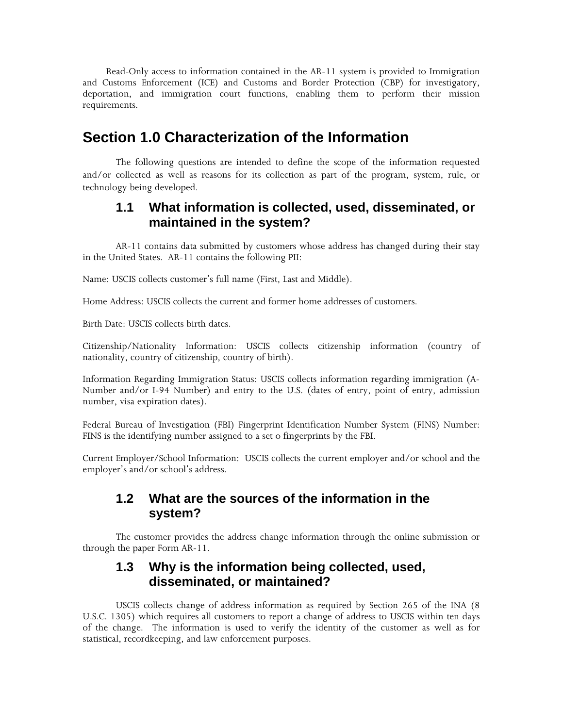Read-Only access to information contained in the AR-11 system is provided to Immigration and Customs Enforcement (ICE) and Customs and Border Protection (CBP) for investigatory, deportation, and immigration court functions, enabling them to perform their mission requirements.

## Section 1.0 Characterization of the Information

The following questions are intended to define the scope of the information requested and/or collected as well as reasons for its collection as part of the program, system, rule, or technology being developed.

### 1.1 What information is collected, used, disseminated, or maintained in the system?

AR-11 contains data submitted by customers whose address has changed during their stay in the United States. AR-11 contains the following PII:

Name: USCIS collects customer's full name (First, Last and Middle).

Home Address: USCIS collects the current and former home addresses of customers.

Birth Date: USCIS collects birth dates.

Citizenship/Nationality Information: USCIS collects citizenship information (country of nationality, country of citizenship, country of birth).

Information Regarding Immigration Status: USCIS collects information regarding immigration (A-Number and/or I-94 Number) and entry to the U.S. (dates of entry, point of entry, admission number, visa expiration dates).

Federal Bureau of Investigation (FBI) Fingerprint Identification Number System (FINS) Number: FINS is the identifying number assigned to a set o fingerprints by the FBI.

Current Employer/School Information: USCIS collects the current employer and/or school and the employer's and/or school's address.

### 1.2 What are the sources of the information in the system?

The customer provides the address change information through the online submission or through the paper Form AR-11.

### 1.3 Why is the information being collected, used, disseminated, or maintained?

USCIS collects change of address information as required by Section 265 of the INA (8 U.S.C. 1305) which requires all customers to report a change of address to USCIS within ten days of the change. The information is used to verify the identity of the customer as well as for statistical, recordkeeping, and law enforcement purposes.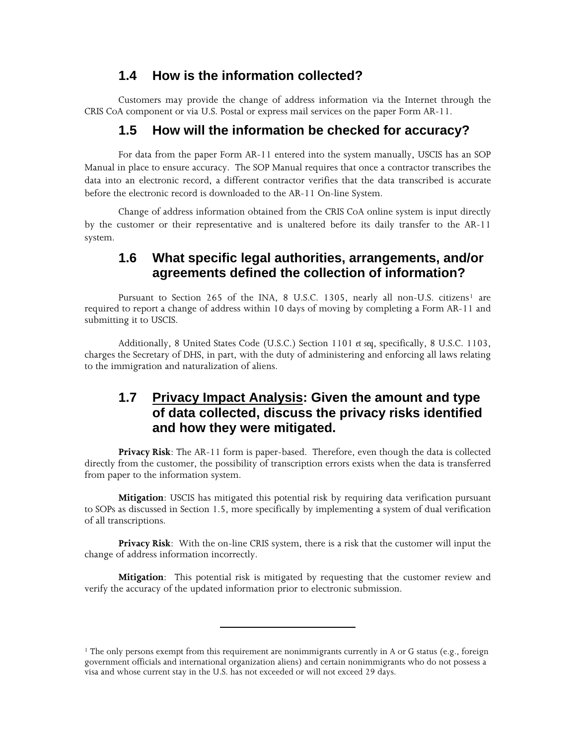## 1.4 How is the information collected?

Customers may provide the change of address information via the Internet through the CRIS CoA component or via U.S. Postal or express mail services on the paper Form AR-11.

## 1.5 How will the information be checked for accuracy?

For data from the paper Form AR-11 entered into the system manually, USCIS has an SOP Manual in place to ensure accuracy. The SOP Manual requires that once a contractor transcribes the data into an electronic record, a different contractor verifies that the data transcribed is accurate before the electronic record is downloaded to the AR-11 On-line System.

Change of address information obtained from the CRIS CoA online system is input directly by the customer or their representative and is unaltered before its daily transfer to the AR-11 system.

## 1.6 What specific legal authorities, arrangements, and/or agreements defined the collection of information?

Pursuant to Section 265 of the INA, 8 U.S.C. 1305, nearly all non-U.S. citizens[1] are required to report a change of address within 10 days of moving by completing a Form AR-11 and submitting it to USCIS.

Additionally, 8 United States Code (U.S.C.) Section 1101 *et seq*, specifically, 8 U.S.C. 1103, charges the Secretary of DHS, in part, with the duty of administering and enforcing all laws relating to the immigration and naturalization of aliens.

## 1.7 Privacy Impact Analysis: Given the amount and type of data collected, discuss the privacy risks identified and how they were mitigated.

**Privacy Risk**: The AR-11 form is paper-based. Therefore, even though the data is collected directly from the customer, the possibility of transcription errors exists when the data is transferred from paper to the information system.

**Mitigation**: USCIS has mitigated this potential risk by requiring data verification pursuant to SOPs as discussed in Section 1.5, more specifically by implementing a system of dual verification of all transcriptions.

**Privacy Risk**: With the on-line CRIS system, there is a risk that the customer will input the change of address information incorrectly.

**Mitigation**: This potential risk is mitigated by requesting that the customer review and verify the accuracy of the updated information prior to electronic submission.

---

[1] The only persons exempt from this requirement are nonimmigrants currently in A or G status (e.g., foreign government officials and international organization aliens) and certain nonimmigrants who do not possess a visa and whose current stay in the U.S. has not exceeded or will not exceed 29 days.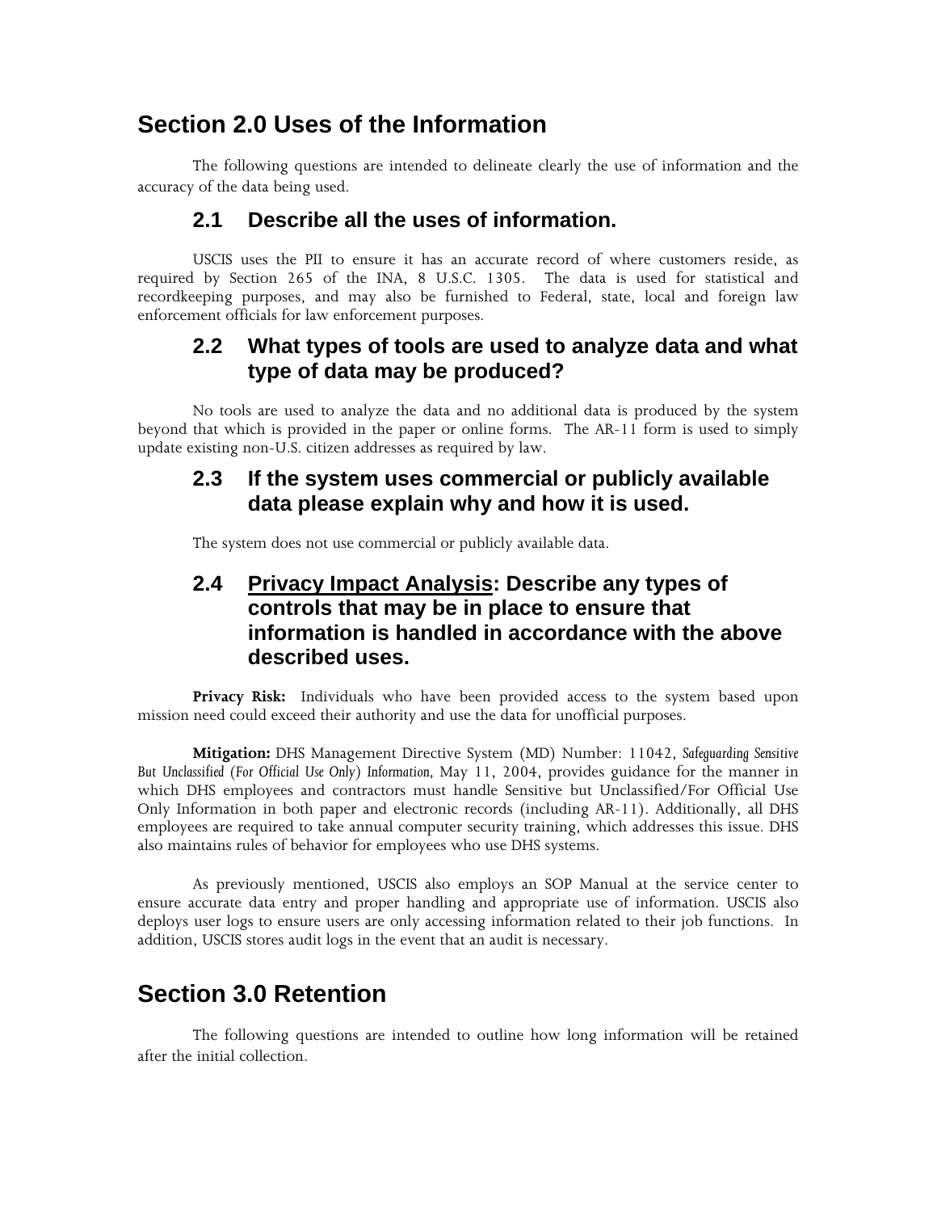# Section 2.0 Uses of the Information

The following questions are intended to delineate clearly the use of information and the accuracy of the data being used.

## 2.1 Describe all the uses of information.

USCIS uses the PII to ensure it has an accurate record of where customers reside, as required by Section 265 of the INA, 8 U.S.C. 1305. The data is used for statistical and recordkeeping purposes, and may also be furnished to Federal, state, local and foreign law enforcement officials for law enforcement purposes.

## 2.2 What types of tools are used to analyze data and what type of data may be produced?

No tools are used to analyze the data and no additional data is produced by the system beyond that which is provided in the paper or online forms. The AR-11 form is used to simply update existing non-U.S. citizen addresses as required by law.

## 2.3 If the system uses commercial or publicly available data please explain why and how it is used.

The system does not use commercial or publicly available data.

## 2.4 Privacy Impact Analysis: Describe any types of controls that may be in place to ensure that information is handled in accordance with the above described uses.

**Privacy Risk:** Individuals who have been provided access to the system based upon mission need could exceed their authority and use the data for unofficial purposes.

**Mitigation:** DHS Management Directive System (MD) Number: 11042, *Safeguarding Sensitive But Unclassified (For Official Use Only) Information,* May 11, 2004, provides guidance for the manner in which DHS employees and contractors must handle Sensitive but Unclassified/For Official Use Only Information in both paper and electronic records (including AR-11). Additionally, all DHS employees are required to take annual computer security training, which addresses this issue. DHS also maintains rules of behavior for employees who use DHS systems.

As previously mentioned, USCIS also employs an SOP Manual at the service center to ensure accurate data entry and proper handling and appropriate use of information. USCIS also deploys user logs to ensure users are only accessing information related to their job functions. In addition, USCIS stores audit logs in the event that an audit is necessary.

# Section 3.0 Retention

The following questions are intended to outline how long information will be retained after the initial collection.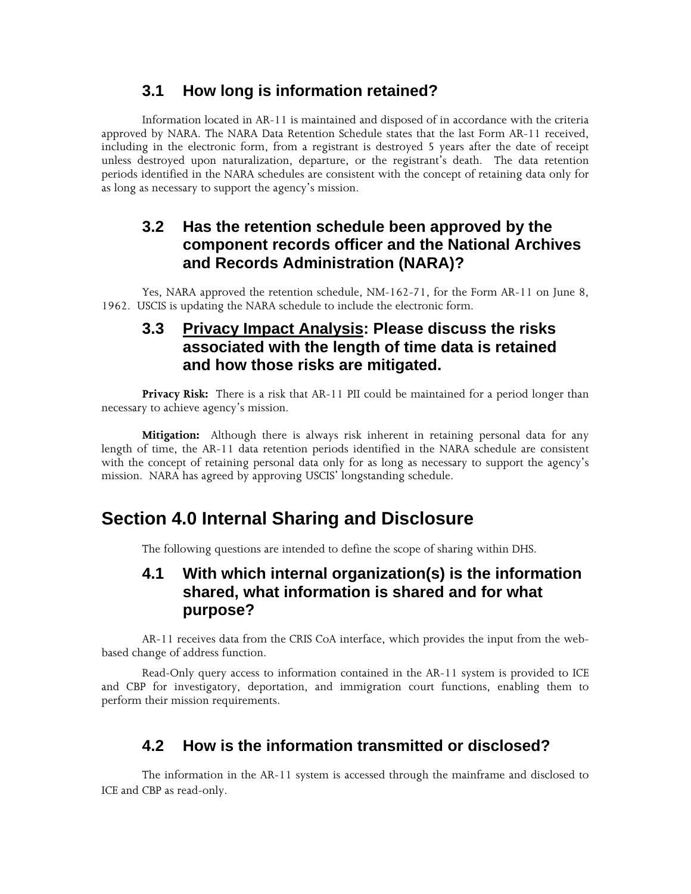### 3.1 How long is information retained?

Information located in AR-11 is maintained and disposed of in accordance with the criteria approved by NARA. The NARA Data Retention Schedule states that the last Form AR-11 received, including in the electronic form, from a registrant is destroyed 5 years after the date of receipt unless destroyed upon naturalization, departure, or the registrant's death. The data retention periods identified in the NARA schedules are consistent with the concept of retaining data only for as long as necessary to support the agency's mission.

### 3.2 Has the retention schedule been approved by the component records officer and the National Archives and Records Administration (NARA)?

Yes, NARA approved the retention schedule, NM-162-71, for the Form AR-11 on June 8, 1962. USCIS is updating the NARA schedule to include the electronic form.

### 3.3 Privacy Impact Analysis: Please discuss the risks associated with the length of time data is retained and how those risks are mitigated.

**Privacy Risk:** There is a risk that AR-11 PII could be maintained for a period longer than necessary to achieve agency's mission.

**Mitigation:** Although there is always risk inherent in retaining personal data for any length of time, the AR-11 data retention periods identified in the NARA schedule are consistent with the concept of retaining personal data only for as long as necessary to support the agency's mission. NARA has agreed by approving USCIS' longstanding schedule.

## Section 4.0 Internal Sharing and Disclosure

The following questions are intended to define the scope of sharing within DHS.

### 4.1 With which internal organization(s) is the information shared, what information is shared and for what purpose?

AR-11 receives data from the CRIS CoA interface, which provides the input from the web-based change of address function.

Read-Only query access to information contained in the AR-11 system is provided to ICE and CBP for investigatory, deportation, and immigration court functions, enabling them to perform their mission requirements.

### 4.2 How is the information transmitted or disclosed?

The information in the AR-11 system is accessed through the mainframe and disclosed to ICE and CBP as read-only.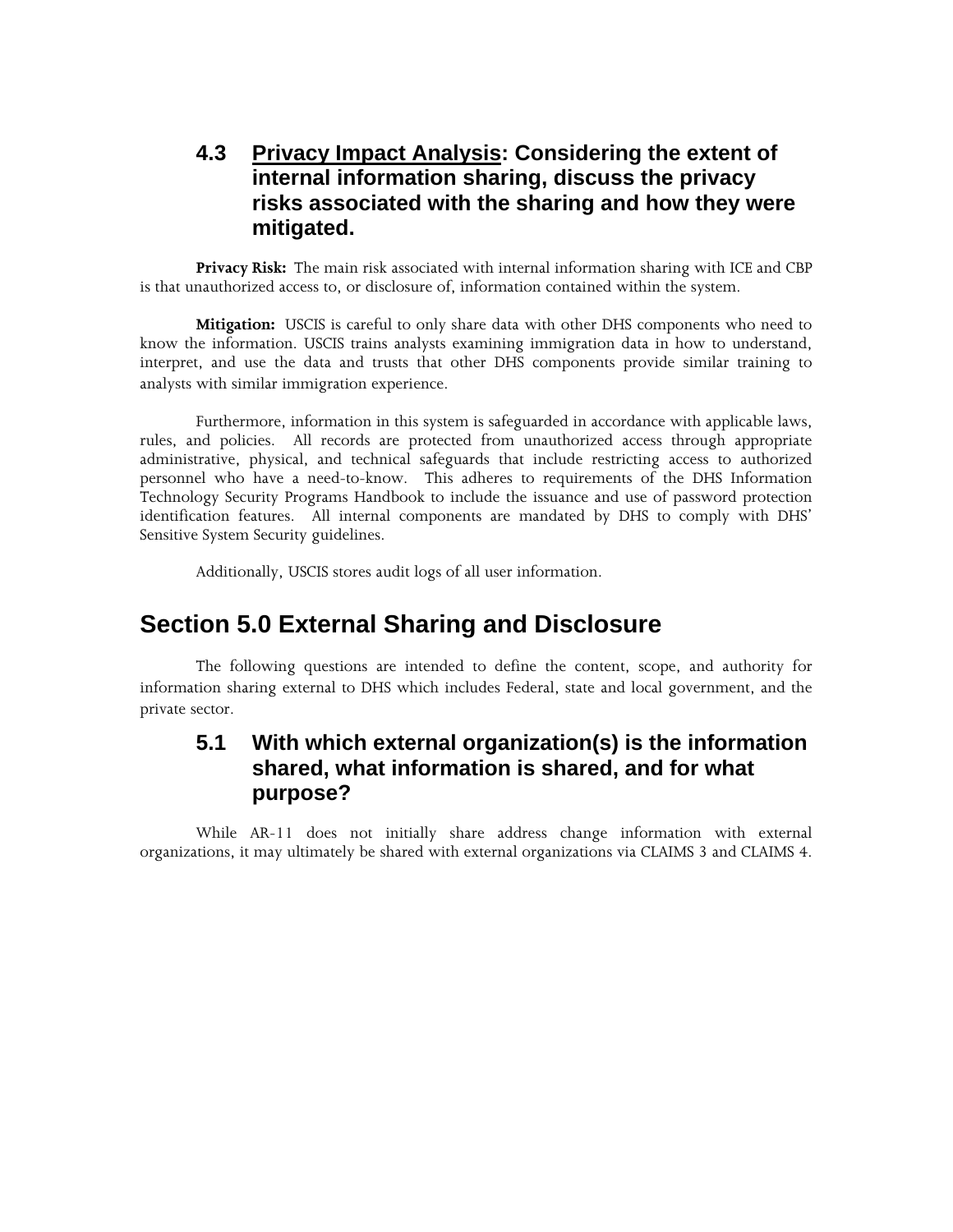### 4.3 Privacy Impact Analysis: Considering the extent of internal information sharing, discuss the privacy risks associated with the sharing and how they were mitigated.

**Privacy Risk:** The main risk associated with internal information sharing with ICE and CBP is that unauthorized access to, or disclosure of, information contained within the system.

**Mitigation:** USCIS is careful to only share data with other DHS components who need to know the information. USCIS trains analysts examining immigration data in how to understand, interpret, and use the data and trusts that other DHS components provide similar training to analysts with similar immigration experience.

Furthermore, information in this system is safeguarded in accordance with applicable laws, rules, and policies. All records are protected from unauthorized access through appropriate administrative, physical, and technical safeguards that include restricting access to authorized personnel who have a need-to-know. This adheres to requirements of the DHS Information Technology Security Programs Handbook to include the issuance and use of password protection identification features. All internal components are mandated by DHS to comply with DHS' Sensitive System Security guidelines.

Additionally, USCIS stores audit logs of all user information.

## Section 5.0 External Sharing and Disclosure

The following questions are intended to define the content, scope, and authority for information sharing external to DHS which includes Federal, state and local government, and the private sector.

### 5.1 With which external organization(s) is the information shared, what information is shared, and for what purpose?

While AR-11 does not initially share address change information with external organizations, it may ultimately be shared with external organizations via CLAIMS 3 and CLAIMS 4.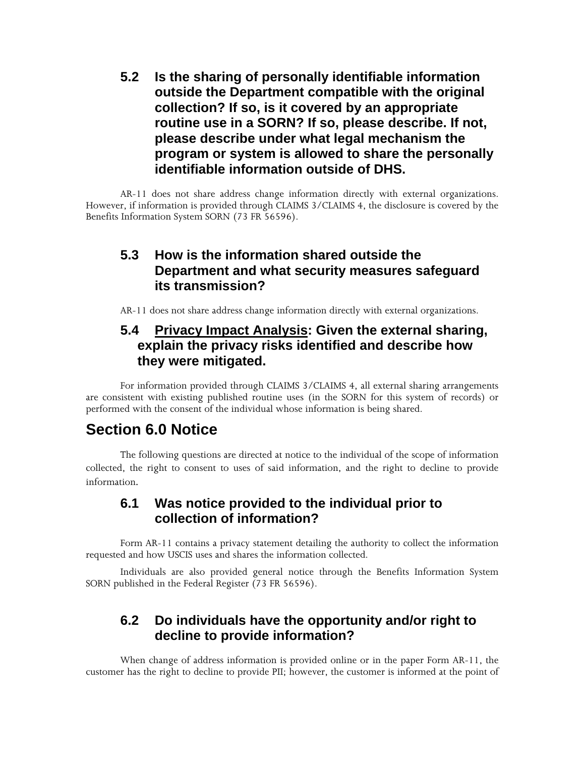### 5.2 Is the sharing of personally identifiable information outside the Department compatible with the original collection? If so, is it covered by an appropriate routine use in a SORN? If so, please describe. If not, please describe under what legal mechanism the program or system is allowed to share the personally identifiable information outside of DHS.

AR-11 does not share address change information directly with external organizations. However, if information is provided through CLAIMS 3/CLAIMS 4, the disclosure is covered by the Benefits Information System SORN (73 FR 56596).

### 5.3 How is the information shared outside the Department and what security measures safeguard its transmission?

AR-11 does not share address change information directly with external organizations.

### 5.4 Privacy Impact Analysis: Given the external sharing, explain the privacy risks identified and describe how they were mitigated.

For information provided through CLAIMS 3/CLAIMS 4, all external sharing arrangements are consistent with existing published routine uses (in the SORN for this system of records) or performed with the consent of the individual whose information is being shared.

## Section 6.0 Notice

The following questions are directed at notice to the individual of the scope of information collected, the right to consent to uses of said information, and the right to decline to provide information.

### 6.1 Was notice provided to the individual prior to collection of information?

Form AR-11 contains a privacy statement detailing the authority to collect the information requested and how USCIS uses and shares the information collected.

Individuals are also provided general notice through the Benefits Information System SORN published in the Federal Register (73 FR 56596).

### 6.2 Do individuals have the opportunity and/or right to decline to provide information?

When change of address information is provided online or in the paper Form AR-11, the customer has the right to decline to provide PII; however, the customer is informed at the point of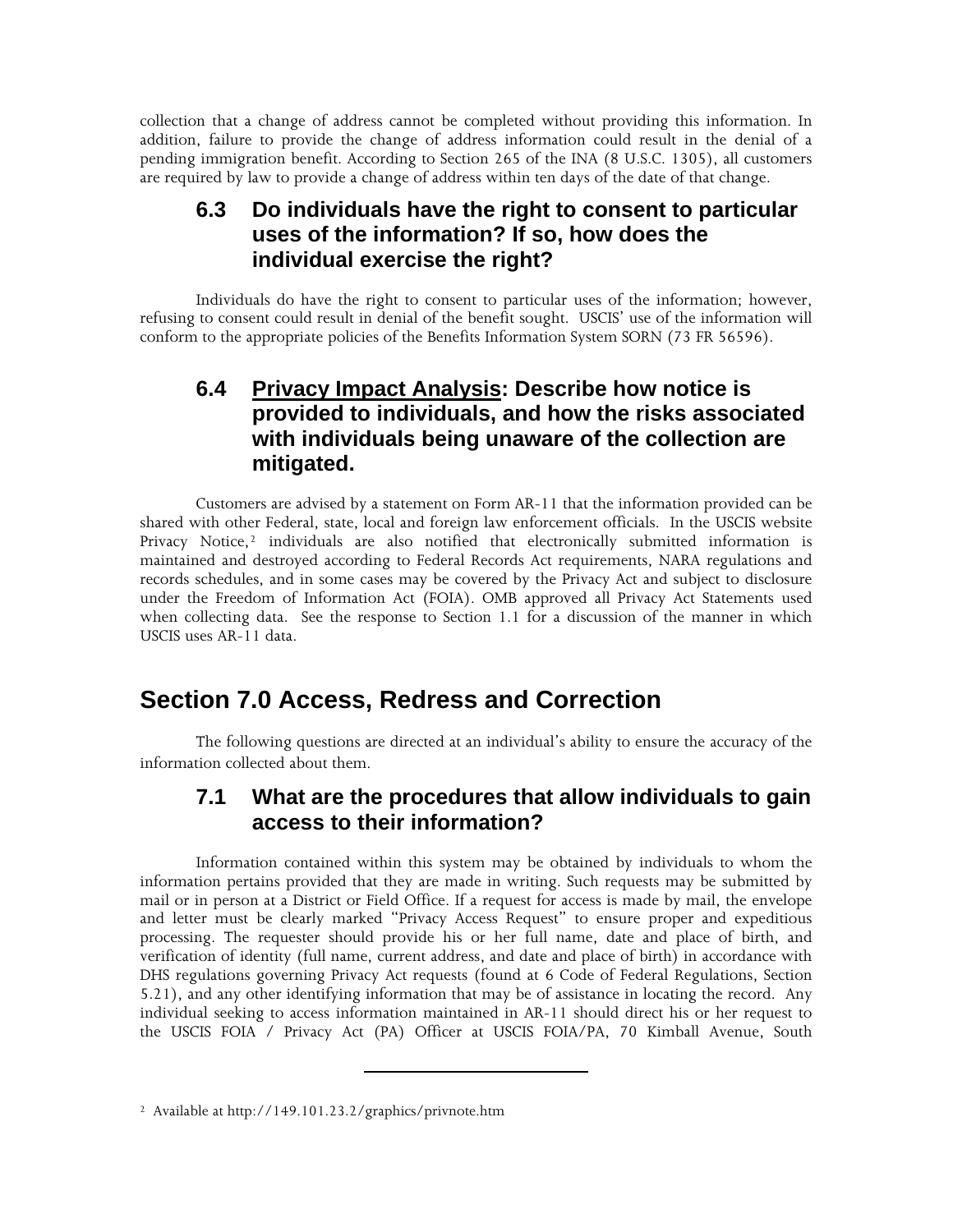collection that a change of address cannot be completed without providing this information. In addition, failure to provide the change of address information could result in the denial of a pending immigration benefit. According to Section 265 of the INA (8 U.S.C. 1305), all customers are required by law to provide a change of address within ten days of the date of that change.

### 6.3 Do individuals have the right to consent to particular uses of the information? If so, how does the individual exercise the right?

Individuals do have the right to consent to particular uses of the information; however, refusing to consent could result in denial of the benefit sought. USCIS' use of the information will conform to the appropriate policies of the Benefits Information System SORN (73 FR 56596).

### 6.4 <u>Privacy Impact Analysis</u>: Describe how notice is provided to individuals, and how the risks associated with individuals being unaware of the collection are mitigated.

Customers are advised by a statement on Form AR-11 that the information provided can be shared with other Federal, state, local and foreign law enforcement officials. In the USCIS website Privacy Notice,[2] individuals are also notified that electronically submitted information is maintained and destroyed according to Federal Records Act requirements, NARA regulations and records schedules, and in some cases may be covered by the Privacy Act and subject to disclosure under the Freedom of Information Act (FOIA). OMB approved all Privacy Act Statements used when collecting data. See the response to Section 1.1 for a discussion of the manner in which USCIS uses AR-11 data.

## Section 7.0 Access, Redress and Correction

The following questions are directed at an individual's ability to ensure the accuracy of the information collected about them.

### 7.1 What are the procedures that allow individuals to gain access to their information?

Information contained within this system may be obtained by individuals to whom the information pertains provided that they are made in writing. Such requests may be submitted by mail or in person at a District or Field Office. If a request for access is made by mail, the envelope and letter must be clearly marked "Privacy Access Request" to ensure proper and expeditious processing. The requester should provide his or her full name, date and place of birth, and verification of identity (full name, current address, and date and place of birth) in accordance with DHS regulations governing Privacy Act requests (found at 6 Code of Federal Regulations, Section 5.21), and any other identifying information that may be of assistance in locating the record. Any individual seeking to access information maintained in AR-11 should direct his or her request to the USCIS FOIA / Privacy Act (PA) Officer at USCIS FOIA/PA, 70 Kimball Avenue, South

[2] Available at http://149.101.23.2/graphics/privnote.htm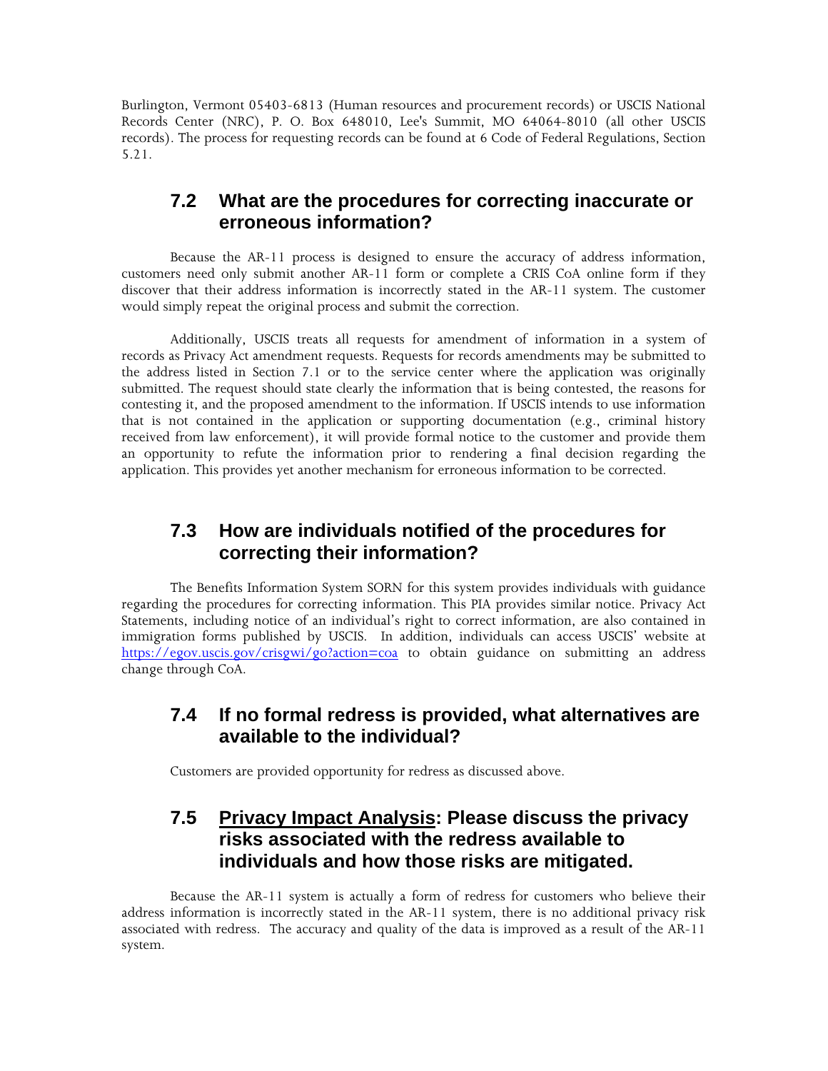Burlington, Vermont 05403-6813 (Human resources and procurement records) or USCIS National Records Center (NRC), P. O. Box 648010, Lee's Summit, MO 64064-8010 (all other USCIS records). The process for requesting records can be found at 6 Code of Federal Regulations, Section 5.21.

## 7.2 What are the procedures for correcting inaccurate or erroneous information?

Because the AR-11 process is designed to ensure the accuracy of address information, customers need only submit another AR-11 form or complete a CRIS CoA online form if they discover that their address information is incorrectly stated in the AR-11 system. The customer would simply repeat the original process and submit the correction.

Additionally, USCIS treats all requests for amendment of information in a system of records as Privacy Act amendment requests. Requests for records amendments may be submitted to the address listed in Section 7.1 or to the service center where the application was originally submitted. The request should state clearly the information that is being contested, the reasons for contesting it, and the proposed amendment to the information. If USCIS intends to use information that is not contained in the application or supporting documentation (e.g., criminal history received from law enforcement), it will provide formal notice to the customer and provide them an opportunity to refute the information prior to rendering a final decision regarding the application. This provides yet another mechanism for erroneous information to be corrected.

## 7.3 How are individuals notified of the procedures for correcting their information?

The Benefits Information System SORN for this system provides individuals with guidance regarding the procedures for correcting information. This PIA provides similar notice. Privacy Act Statements, including notice of an individual's right to correct information, are also contained in immigration forms published by USCIS. In addition, individuals can access USCIS' website at https://egov.uscis.gov/crisgwi/go?action=coa to obtain guidance on submitting an address change through CoA.

## 7.4 If no formal redress is provided, what alternatives are available to the individual?

Customers are provided opportunity for redress as discussed above.

## 7.5 <u>Privacy Impact Analysis</u>: Please discuss the privacy risks associated with the redress available to individuals and how those risks are mitigated.

Because the AR-11 system is actually a form of redress for customers who believe their address information is incorrectly stated in the AR-11 system, there is no additional privacy risk associated with redress. The accuracy and quality of the data is improved as a result of the AR-11 system.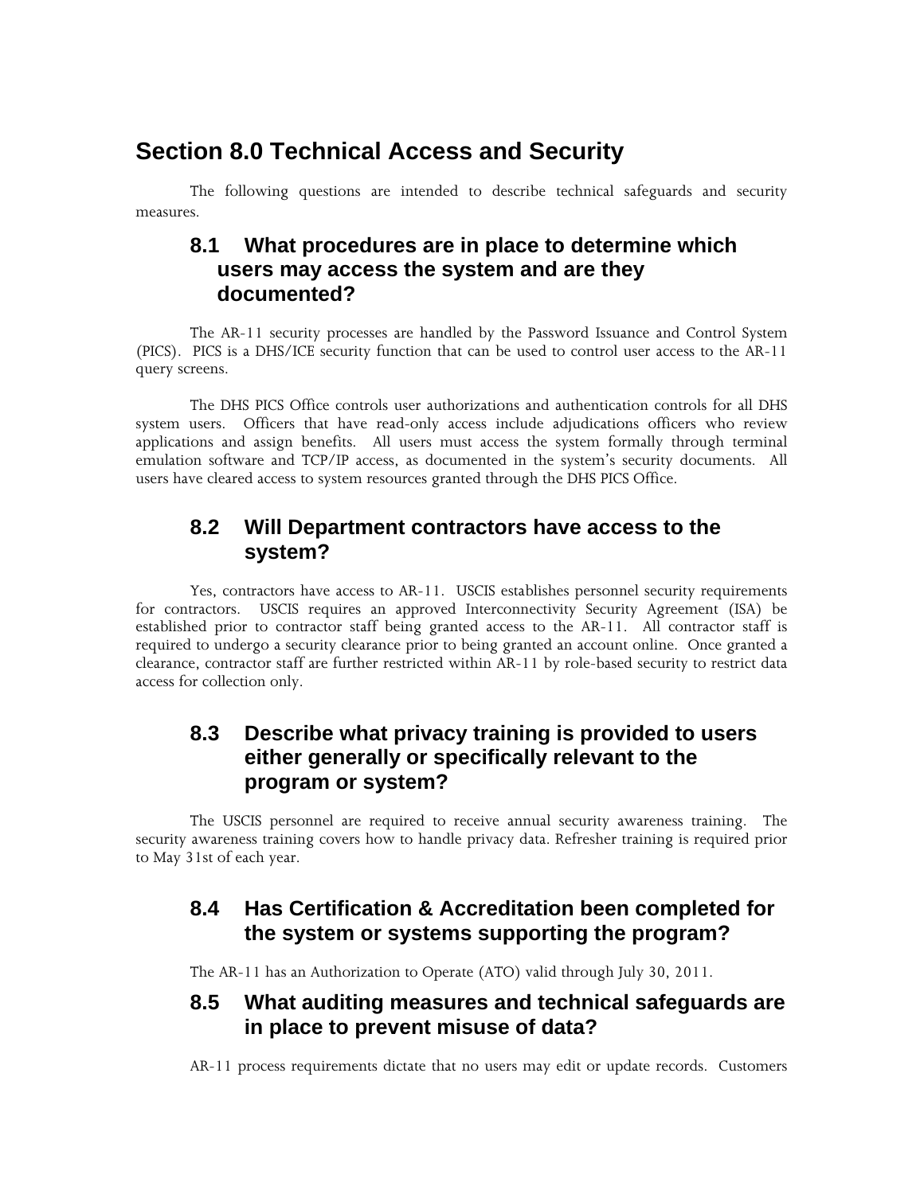# Section 8.0 Technical Access and Security

The following questions are intended to describe technical safeguards and security measures.

## 8.1 What procedures are in place to determine which users may access the system and are they documented?

The AR-11 security processes are handled by the Password Issuance and Control System (PICS). PICS is a DHS/ICE security function that can be used to control user access to the AR-11 query screens.

The DHS PICS Office controls user authorizations and authentication controls for all DHS system users. Officers that have read-only access include adjudications officers who review applications and assign benefits. All users must access the system formally through terminal emulation software and TCP/IP access, as documented in the system's security documents. All users have cleared access to system resources granted through the DHS PICS Office.

## 8.2 Will Department contractors have access to the system?

Yes, contractors have access to AR-11. USCIS establishes personnel security requirements for contractors. USCIS requires an approved Interconnectivity Security Agreement (ISA) be established prior to contractor staff being granted access to the AR-11. All contractor staff is required to undergo a security clearance prior to being granted an account online. Once granted a clearance, contractor staff are further restricted within AR-11 by role-based security to restrict data access for collection only.

## 8.3 Describe what privacy training is provided to users either generally or specifically relevant to the program or system?

The USCIS personnel are required to receive annual security awareness training. The security awareness training covers how to handle privacy data. Refresher training is required prior to May 31st of each year.

## 8.4 Has Certification & Accreditation been completed for the system or systems supporting the program?

The AR-11 has an Authorization to Operate (ATO) valid through July 30, 2011.

## 8.5 What auditing measures and technical safeguards are in place to prevent misuse of data?

AR-11 process requirements dictate that no users may edit or update records. Customers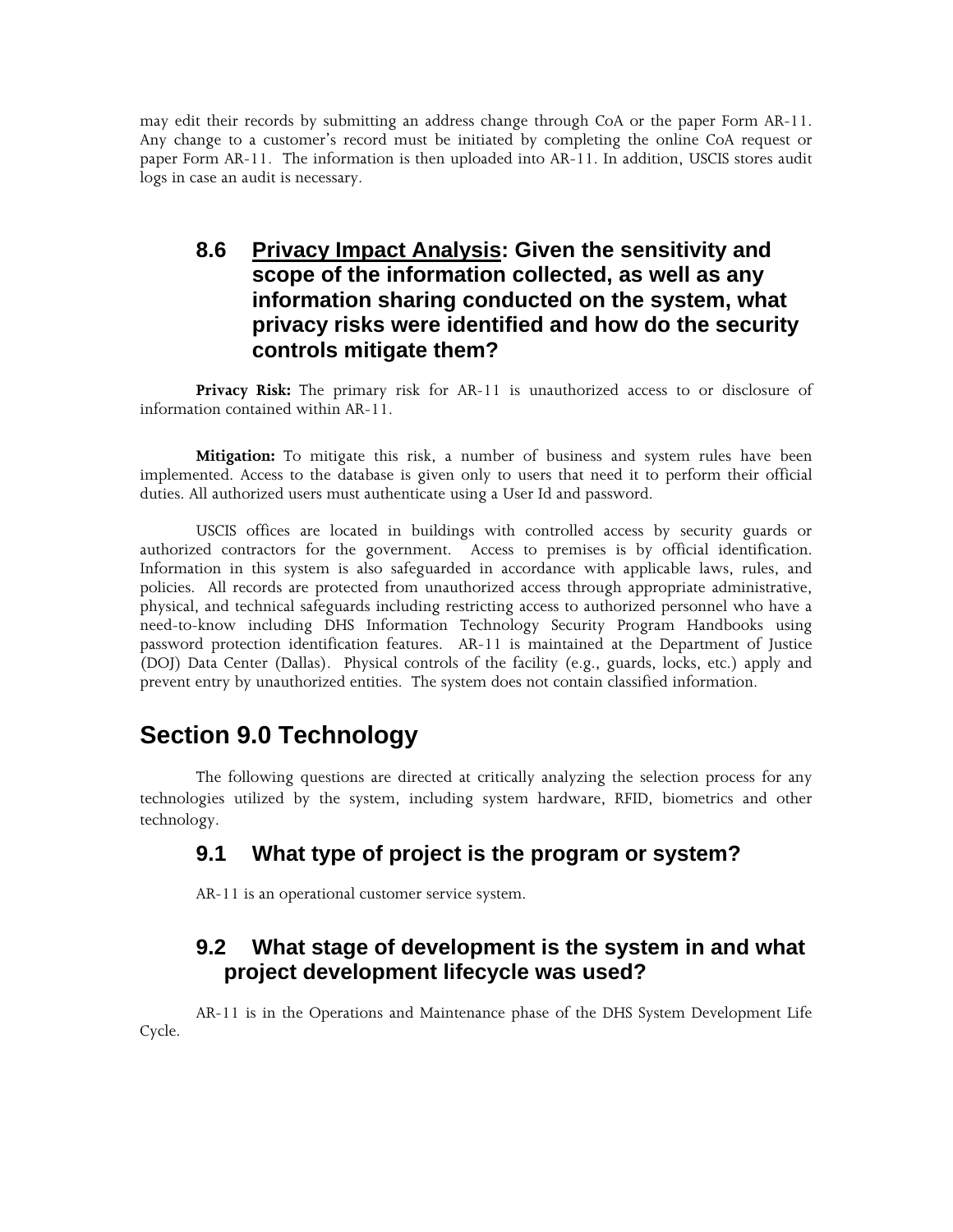may edit their records by submitting an address change through CoA or the paper Form AR-11. Any change to a customer's record must be initiated by completing the online CoA request or paper Form AR-11. The information is then uploaded into AR-11. In addition, USCIS stores audit logs in case an audit is necessary.

### 8.6 Privacy Impact Analysis: Given the sensitivity and scope of the information collected, as well as any information sharing conducted on the system, what privacy risks were identified and how do the security controls mitigate them?

**Privacy Risk:** The primary risk for AR-11 is unauthorized access to or disclosure of information contained within AR-11.

**Mitigation:** To mitigate this risk, a number of business and system rules have been implemented. Access to the database is given only to users that need it to perform their official duties. All authorized users must authenticate using a User Id and password.

USCIS offices are located in buildings with controlled access by security guards or authorized contractors for the government. Access to premises is by official identification. Information in this system is also safeguarded in accordance with applicable laws, rules, and policies. All records are protected from unauthorized access through appropriate administrative, physical, and technical safeguards including restricting access to authorized personnel who have a need-to-know including DHS Information Technology Security Program Handbooks using password protection identification features. AR-11 is maintained at the Department of Justice (DOJ) Data Center (Dallas). Physical controls of the facility (e.g., guards, locks, etc.) apply and prevent entry by unauthorized entities. The system does not contain classified information.

## Section 9.0 Technology

The following questions are directed at critically analyzing the selection process for any technologies utilized by the system, including system hardware, RFID, biometrics and other technology.

### 9.1 What type of project is the program or system?

AR-11 is an operational customer service system.

### 9.2 What stage of development is the system in and what project development lifecycle was used?

AR-11 is in the Operations and Maintenance phase of the DHS System Development Life Cycle.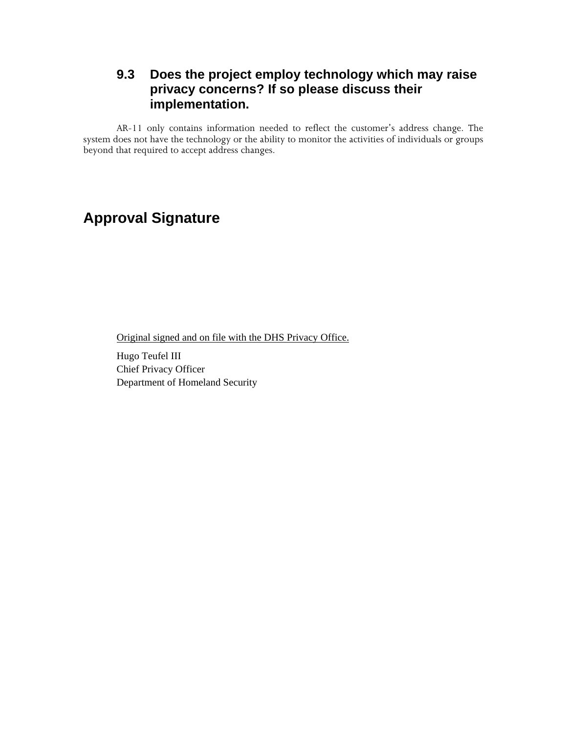### 9.3 Does the project employ technology which may raise privacy concerns? If so please discuss their implementation.

AR-11 only contains information needed to reflect the customer's address change. The system does not have the technology or the ability to monitor the activities of individuals or groups beyond that required to accept address changes.

## Approval Signature

Original signed and on file with the DHS Privacy Office.

Hugo Teufel III
Chief Privacy Officer
Department of Homeland Security